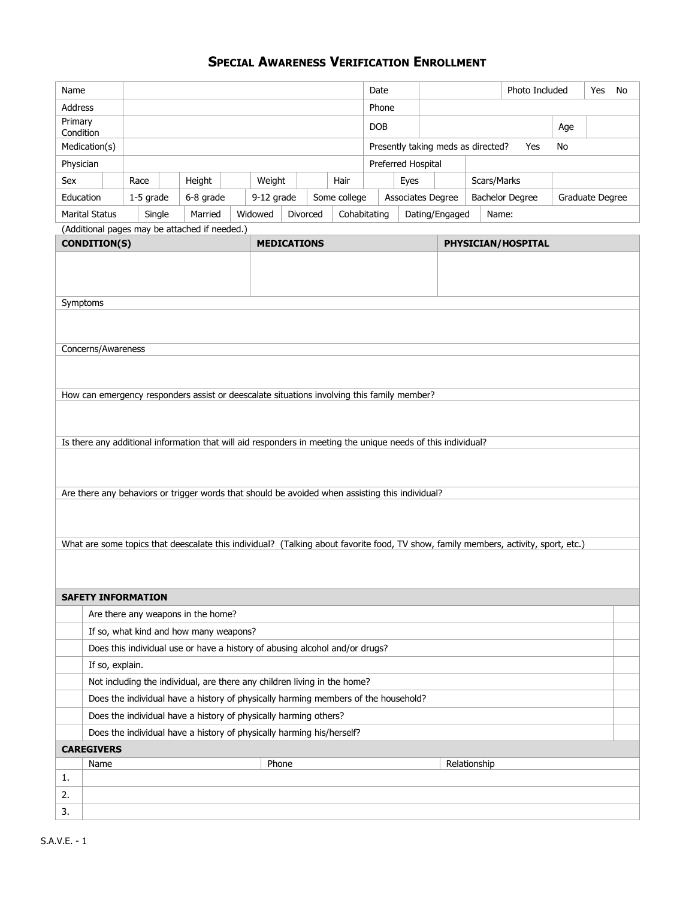# SPECIAL AWARENESS VERIFICATION ENROLLMENT

| Name | | Date | | Photo Included | Yes No |
|---|---|---|---|---|---|
| Address | | Phone | | | |
| Primary Condition | | DOB | | Age | |
| Medication(s) | | Presently taking meds as directed? Yes No | | | |
| Physician | | Preferred Hospital | | | |

| Sex | | Race | | Height | | Weight | | Hair | | Eyes | | Scars/Marks | |
|---|---|---|---|---|---|---|---|---|---|---|---|---|---|

| Education | 1-5 grade | 6-8 grade | 9-12 grade | Some college | Associates Degree | Bachelor Degree | Graduate Degree |
|---|---|---|---|---|---|---|---|

| Marital Status | Single | Married | Widowed | Divorced | Cohabitating | Dating/Engaged | Name: |
|---|---|---|---|---|---|---|---|

(Additional pages may be attached if needed.)

| CONDITION(S) | MEDICATIONS | PHYSICIAN/HOSPITAL |
|---|---|---|
| | | |

Symptoms

Concerns/Awareness

How can emergency responders assist or deescalate situations involving this family member?

Is there any additional information that will aid responders in meeting the unique needs of this individual?

Are there any behaviors or trigger words that should be avoided when assisting this individual?

What are some topics that deescalate this individual? (Talking about favorite food, TV show, family members, activity, sport, etc.)

**SAFETY INFORMATION**

| | | |
|---|---|---|
| | Are there any weapons in the home? | |
| | If so, what kind and how many weapons? | |
| | Does this individual use or have a history of abusing alcohol and/or drugs? | |
| | If so, explain. | |
| | Not including the individual, are there any children living in the home? | |
| | Does the individual have a history of physically harming members of the household? | |
| | Does the individual have a history of physically harming others? | |
| | Does the individual have a history of physically harming his/herself? | |

**CAREGIVERS**

| | Name | Phone | Relationship |
|---|---|---|---|
| 1. | | | |
| 2. | | | |
| 3. | | | |

S.A.V.E. - 1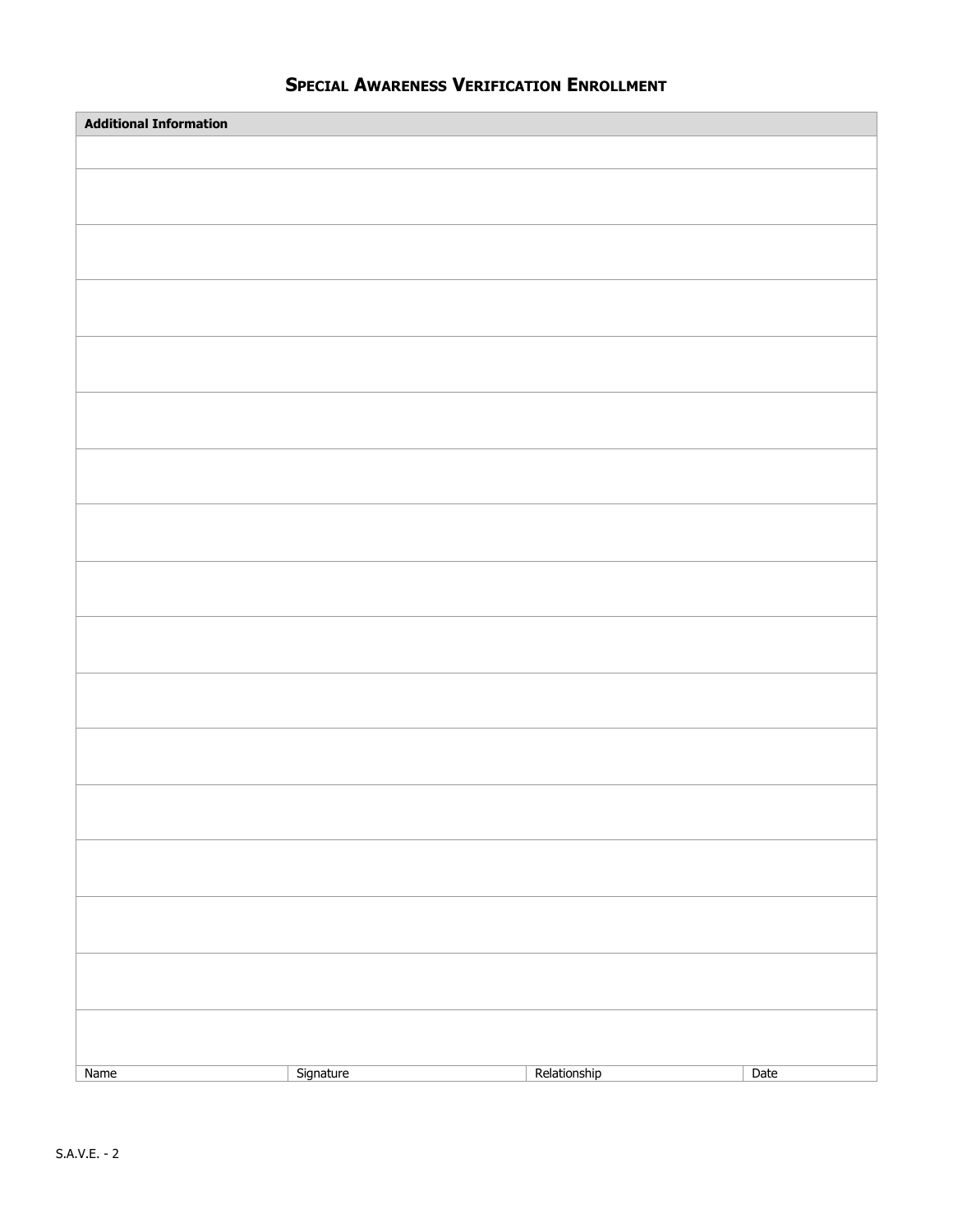## SPECIAL AWARENESS VERIFICATION ENROLLMENT

| Additional Information |
|---|
| |
| |
| |
| |
| |
| |
| |
| |
| |
| |
| |
| |
| |
| |
| |
| |
| |

| Name | Signature | Relationship | Date |
|---|---|---|---|

S.A.V.E. - 2